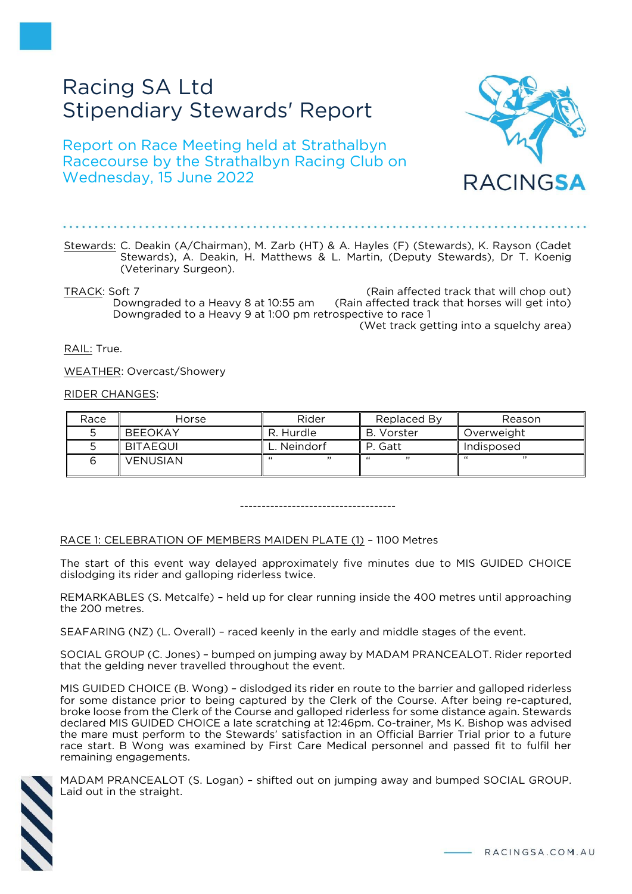# Racing SA Ltd
# Stipendiary Stewards' Report

## Report on Race Meeting held at Strathalbyn Racecourse by the Strathalbyn Racing Club on Wednesday, 15 June 2022

Stewards: C. Deakin (A/Chairman), M. Zarb (HT) & A. Hayles (F) (Stewards), K. Rayson (Cadet Stewards), A. Deakin, H. Matthews & L. Martin, (Deputy Stewards), Dr T. Koenig (Veterinary Surgeon).

TRACK: Soft 7 (Rain affected track that will chop out)
Downgraded to a Heavy 8 at 10:55 am (Rain affected track that horses will get into)
Downgraded to a Heavy 9 at 1:00 pm retrospective to race 1
(Wet track getting into a squelchy area)

RAIL: True.

WEATHER: Overcast/Showery

RIDER CHANGES:

| Race | Horse | Rider | Replaced By | Reason |
|---|---|---|---|---|
| 5 | BEEOKAY | R. Hurdle | B. Vorster | Overweight |
| 5 | BITAEQUI | L. Neindorf | P. Gatt | Indisposed |
| 6 | VENUSIAN | " " | " " | " " |

-------------------------------------

RACE 1: CELEBRATION OF MEMBERS MAIDEN PLATE (1) – 1100 Metres

The start of this event way delayed approximately five minutes due to MIS GUIDED CHOICE dislodging its rider and galloping riderless twice.

REMARKABLES (S. Metcalfe) – held up for clear running inside the 400 metres until approaching the 200 metres.

SEAFARING (NZ) (L. Overall) – raced keenly in the early and middle stages of the event.

SOCIAL GROUP (C. Jones) – bumped on jumping away by MADAM PRANCEALOT. Rider reported that the gelding never travelled throughout the event.

MIS GUIDED CHOICE (B. Wong) – dislodged its rider en route to the barrier and galloped riderless for some distance prior to being captured by the Clerk of the Course. After being re-captured, broke loose from the Clerk of the Course and galloped riderless for some distance again. Stewards declared MIS GUIDED CHOICE a late scratching at 12:46pm. Co-trainer, Ms K. Bishop was advised the mare must perform to the Stewards' satisfaction in an Official Barrier Trial prior to a future race start. B Wong was examined by First Care Medical personnel and passed fit to fulfil her remaining engagements.

MADAM PRANCEALOT (S. Logan) – shifted out on jumping away and bumped SOCIAL GROUP. Laid out in the straight.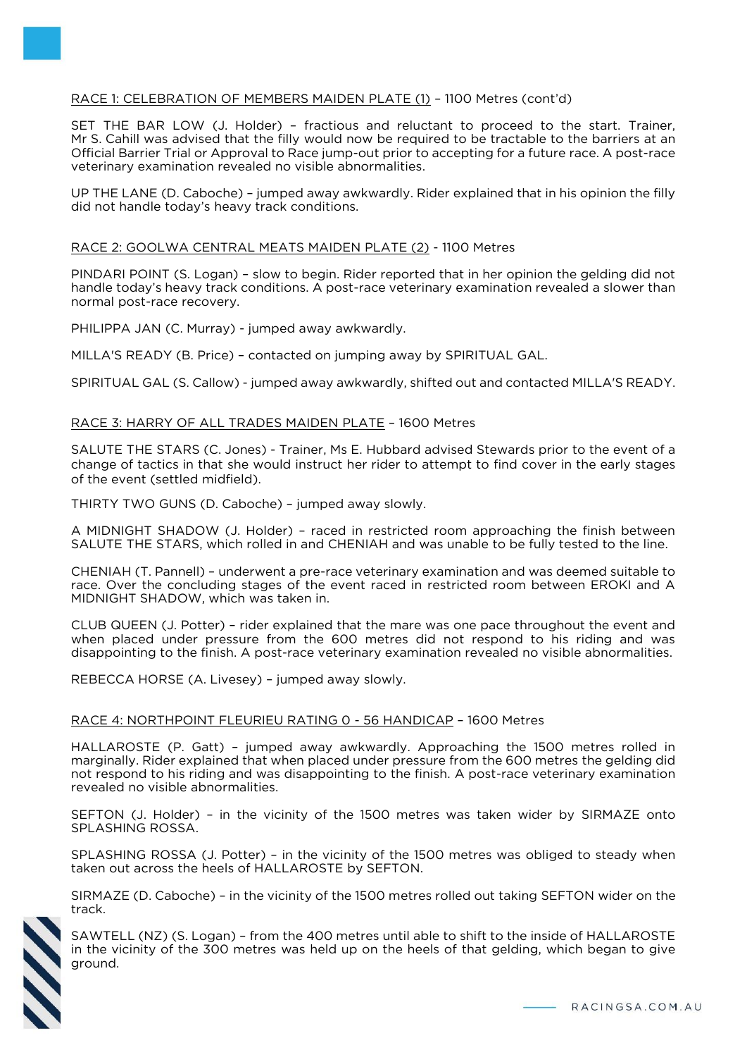RACE 1: CELEBRATION OF MEMBERS MAIDEN PLATE (1) – 1100 Metres (cont'd)

SET THE BAR LOW (J. Holder) – fractious and reluctant to proceed to the start. Trainer, Mr S. Cahill was advised that the filly would now be required to be tractable to the barriers at an Official Barrier Trial or Approval to Race jump-out prior to accepting for a future race. A post-race veterinary examination revealed no visible abnormalities.

UP THE LANE (D. Caboche) – jumped away awkwardly. Rider explained that in his opinion the filly did not handle today's heavy track conditions.

RACE 2: GOOLWA CENTRAL MEATS MAIDEN PLATE (2) - 1100 Metres

PINDARI POINT (S. Logan) – slow to begin. Rider reported that in her opinion the gelding did not handle today's heavy track conditions. A post-race veterinary examination revealed a slower than normal post-race recovery.

PHILIPPA JAN (C. Murray) - jumped away awkwardly.

MILLA'S READY (B. Price) – contacted on jumping away by SPIRITUAL GAL.

SPIRITUAL GAL (S. Callow) - jumped away awkwardly, shifted out and contacted MILLA'S READY.

RACE 3: HARRY OF ALL TRADES MAIDEN PLATE – 1600 Metres

SALUTE THE STARS (C. Jones) - Trainer, Ms E. Hubbard advised Stewards prior to the event of a change of tactics in that she would instruct her rider to attempt to find cover in the early stages of the event (settled midfield).

THIRTY TWO GUNS (D. Caboche) – jumped away slowly.

A MIDNIGHT SHADOW (J. Holder) – raced in restricted room approaching the finish between SALUTE THE STARS, which rolled in and CHENIAH and was unable to be fully tested to the line.

CHENIAH (T. Pannell) – underwent a pre-race veterinary examination and was deemed suitable to race. Over the concluding stages of the event raced in restricted room between EROKI and A MIDNIGHT SHADOW, which was taken in.

CLUB QUEEN (J. Potter) – rider explained that the mare was one pace throughout the event and when placed under pressure from the 600 metres did not respond to his riding and was disappointing to the finish. A post-race veterinary examination revealed no visible abnormalities.

REBECCA HORSE (A. Livesey) – jumped away slowly.

RACE 4: NORTHPOINT FLEURIEU RATING 0 - 56 HANDICAP – 1600 Metres

HALLAROSTE (P. Gatt) – jumped away awkwardly. Approaching the 1500 metres rolled in marginally. Rider explained that when placed under pressure from the 600 metres the gelding did not respond to his riding and was disappointing to the finish. A post-race veterinary examination revealed no visible abnormalities.

SEFTON (J. Holder) – in the vicinity of the 1500 metres was taken wider by SIRMAZE onto SPLASHING ROSSA.

SPLASHING ROSSA (J. Potter) – in the vicinity of the 1500 metres was obliged to steady when taken out across the heels of HALLAROSTE by SEFTON.

SIRMAZE (D. Caboche) – in the vicinity of the 1500 metres rolled out taking SEFTON wider on the track.

SAWTELL (NZ) (S. Logan) – from the 400 metres until able to shift to the inside of HALLAROSTE in the vicinity of the 300 metres was held up on the heels of that gelding, which began to give ground.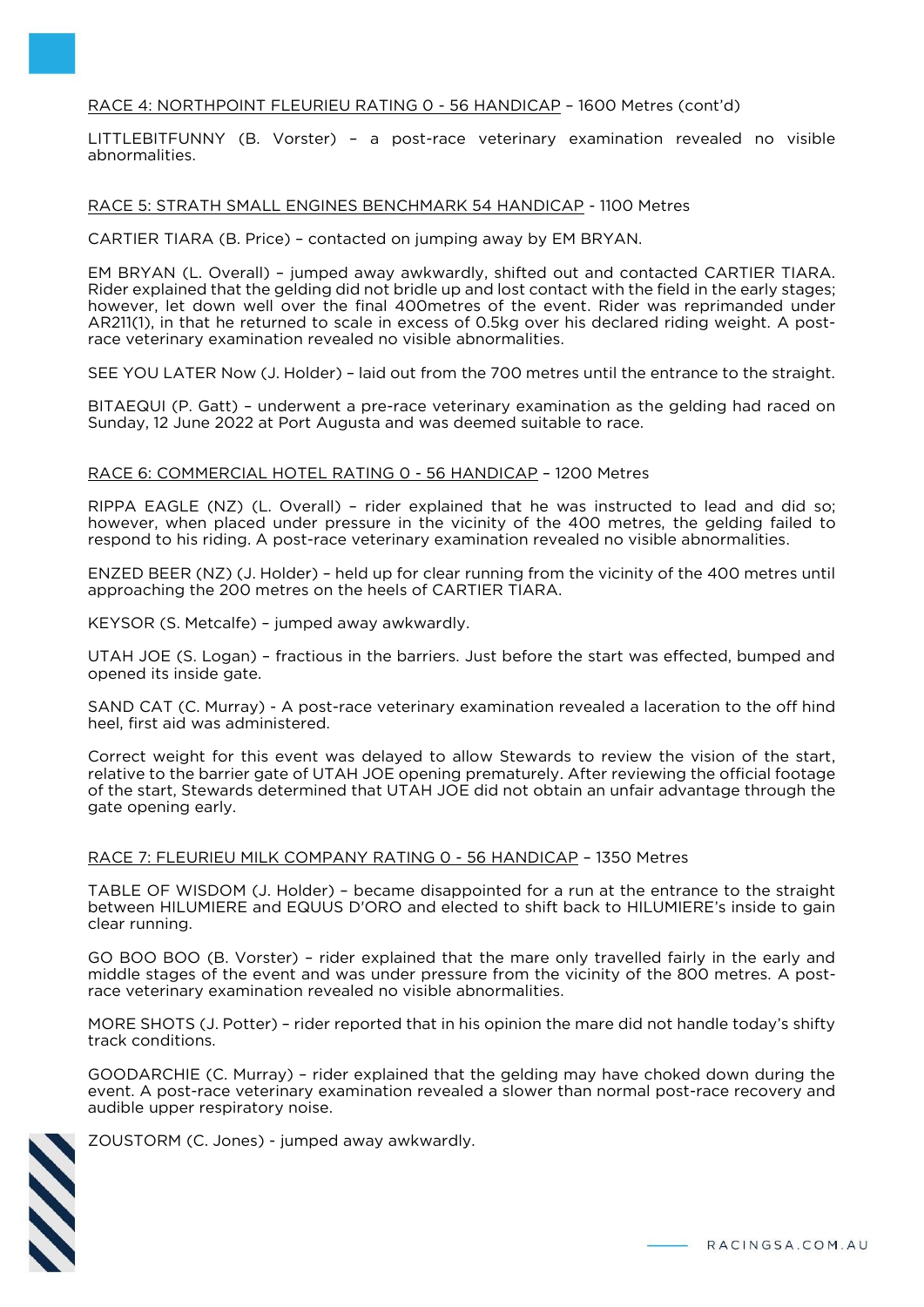RACE 4: NORTHPOINT FLEURIEU RATING 0 - 56 HANDICAP – 1600 Metres (cont'd)

LITTLEBITFUNNY (B. Vorster) – a post-race veterinary examination revealed no visible abnormalities.

RACE 5: STRATH SMALL ENGINES BENCHMARK 54 HANDICAP - 1100 Metres

CARTIER TIARA (B. Price) – contacted on jumping away by EM BRYAN.

EM BRYAN (L. Overall) – jumped away awkwardly, shifted out and contacted CARTIER TIARA. Rider explained that the gelding did not bridle up and lost contact with the field in the early stages; however, let down well over the final 400metres of the event. Rider was reprimanded under AR211(1), in that he returned to scale in excess of 0.5kg over his declared riding weight. A post-race veterinary examination revealed no visible abnormalities.

SEE YOU LATER Now (J. Holder) – laid out from the 700 metres until the entrance to the straight.

BITAEQUI (P. Gatt) – underwent a pre-race veterinary examination as the gelding had raced on Sunday, 12 June 2022 at Port Augusta and was deemed suitable to race.

RACE 6: COMMERCIAL HOTEL RATING 0 - 56 HANDICAP – 1200 Metres

RIPPA EAGLE (NZ) (L. Overall) – rider explained that he was instructed to lead and did so; however, when placed under pressure in the vicinity of the 400 metres, the gelding failed to respond to his riding. A post-race veterinary examination revealed no visible abnormalities.

ENZED BEER (NZ) (J. Holder) – held up for clear running from the vicinity of the 400 metres until approaching the 200 metres on the heels of CARTIER TIARA.

KEYSOR (S. Metcalfe) – jumped away awkwardly.

UTAH JOE (S. Logan) – fractious in the barriers. Just before the start was effected, bumped and opened its inside gate.

SAND CAT (C. Murray) - A post-race veterinary examination revealed a laceration to the off hind heel, first aid was administered.

Correct weight for this event was delayed to allow Stewards to review the vision of the start, relative to the barrier gate of UTAH JOE opening prematurely. After reviewing the official footage of the start, Stewards determined that UTAH JOE did not obtain an unfair advantage through the gate opening early.

RACE 7: FLEURIEU MILK COMPANY RATING 0 - 56 HANDICAP – 1350 Metres

TABLE OF WISDOM (J. Holder) – became disappointed for a run at the entrance to the straight between HILUMIERE and EQUUS D'ORO and elected to shift back to HILUMIERE's inside to gain clear running.

GO BOO BOO (B. Vorster) – rider explained that the mare only travelled fairly in the early and middle stages of the event and was under pressure from the vicinity of the 800 metres. A post-race veterinary examination revealed no visible abnormalities.

MORE SHOTS (J. Potter) – rider reported that in his opinion the mare did not handle today's shifty track conditions.

GOODARCHIE (C. Murray) – rider explained that the gelding may have choked down during the event. A post-race veterinary examination revealed a slower than normal post-race recovery and audible upper respiratory noise.

ZOUSTORM (C. Jones) - jumped away awkwardly.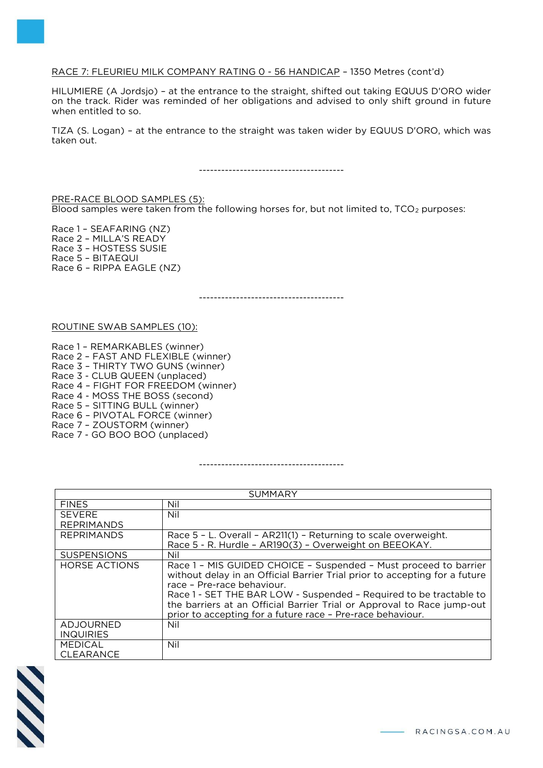RACE 7: FLEURIEU MILK COMPANY RATING 0 - 56 HANDICAP – 1350 Metres (cont'd)

HILUMIERE (A Jordsjo) – at the entrance to the straight, shifted out taking EQUUS D'ORO wider on the track. Rider was reminded of her obligations and advised to only shift ground in future when entitled to so.

TIZA (S. Logan) – at the entrance to the straight was taken wider by EQUUS D'ORO, which was taken out.

---------------------------------------

PRE-RACE BLOOD SAMPLES (5):

Blood samples were taken from the following horses for, but not limited to, $TCO_2$ purposes:

Race 1 – SEAFARING (NZ)
Race 2 – MILLA'S READY
Race 3 – HOSTESS SUSIE
Race 5 – BITAEQUI
Race 6 – RIPPA EAGLE (NZ)

---------------------------------------

ROUTINE SWAB SAMPLES (10):

Race 1 – REMARKABLES (winner)
Race 2 – FAST AND FLEXIBLE (winner)
Race 3 – THIRTY TWO GUNS (winner)
Race 3 - CLUB QUEEN (unplaced)
Race 4 – FIGHT FOR FREEDOM (winner)
Race 4 - MOSS THE BOSS (second)
Race 5 – SITTING BULL (winner)
Race 6 – PIVOTAL FORCE (winner)
Race 7 – ZOUSTORM (winner)
Race 7 - GO BOO BOO (unplaced)

---------------------------------------

| SUMMARY | |
|---|---|
| FINES | Nil |
| SEVERE REPRIMANDS | Nil |
| REPRIMANDS | Race 5 – L. Overall – AR211(1) – Returning to scale overweight.<br>Race 5 - R. Hurdle – AR190(3) – Overweight on BEEOKAY. |
| SUSPENSIONS | Nil |
| HORSE ACTIONS | Race 1 – MIS GUIDED CHOICE – Suspended – Must proceed to barrier without delay in an Official Barrier Trial prior to accepting for a future race – Pre-race behaviour.<br>Race 1 - SET THE BAR LOW - Suspended – Required to be tractable to the barriers at an Official Barrier Trial or Approval to Race jump-out prior to accepting for a future race – Pre-race behaviour. |
| ADJOURNED INQUIRIES | Nil |
| MEDICAL CLEARANCE | Nil |